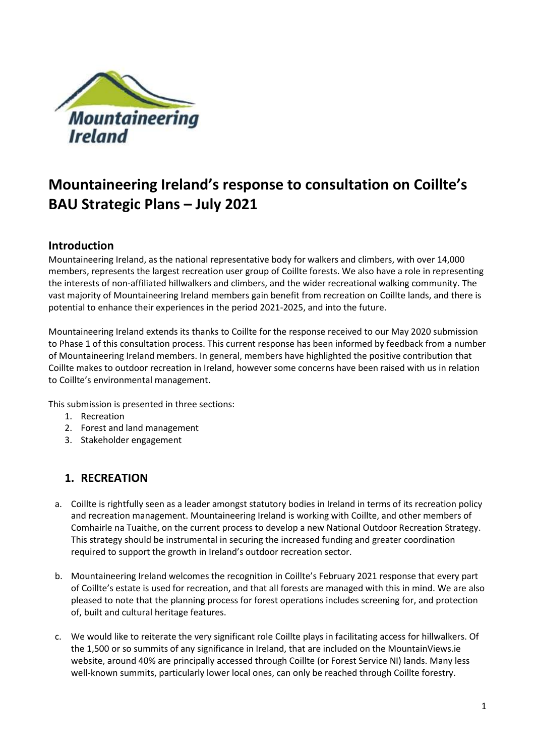# Mountaineering Ireland's response to consultation on Coillte's BAU Strategic Plans – July 2021

## Introduction

Mountaineering Ireland, as the national representative body for walkers and climbers, with over 14,000 members, represents the largest recreation user group of Coillte forests. We also have a role in representing the interests of non-affiliated hillwalkers and climbers, and the wider recreational walking community. The vast majority of Mountaineering Ireland members gain benefit from recreation on Coillte lands, and there is potential to enhance their experiences in the period 2021-2025, and into the future.

Mountaineering Ireland extends its thanks to Coillte for the response received to our May 2020 submission to Phase 1 of this consultation process. This current response has been informed by feedback from a number of Mountaineering Ireland members. In general, members have highlighted the positive contribution that Coillte makes to outdoor recreation in Ireland, however some concerns have been raised with us in relation to Coillte's environmental management.

This submission is presented in three sections:

1. Recreation
2. Forest and land management
3. Stakeholder engagement

## 1. RECREATION

a. Coillte is rightfully seen as a leader amongst statutory bodies in Ireland in terms of its recreation policy and recreation management. Mountaineering Ireland is working with Coillte, and other members of Comhairle na Tuaithe, on the current process to develop a new National Outdoor Recreation Strategy. This strategy should be instrumental in securing the increased funding and greater coordination required to support the growth in Ireland's outdoor recreation sector.

b. Mountaineering Ireland welcomes the recognition in Coillte's February 2021 response that every part of Coillte's estate is used for recreation, and that all forests are managed with this in mind. We are also pleased to note that the planning process for forest operations includes screening for, and protection of, built and cultural heritage features.

c. We would like to reiterate the very significant role Coillte plays in facilitating access for hillwalkers. Of the 1,500 or so summits of any significance in Ireland, that are included on the MountainViews.ie website, around 40% are principally accessed through Coillte (or Forest Service NI) lands. Many less well-known summits, particularly lower local ones, can only be reached through Coillte forestry.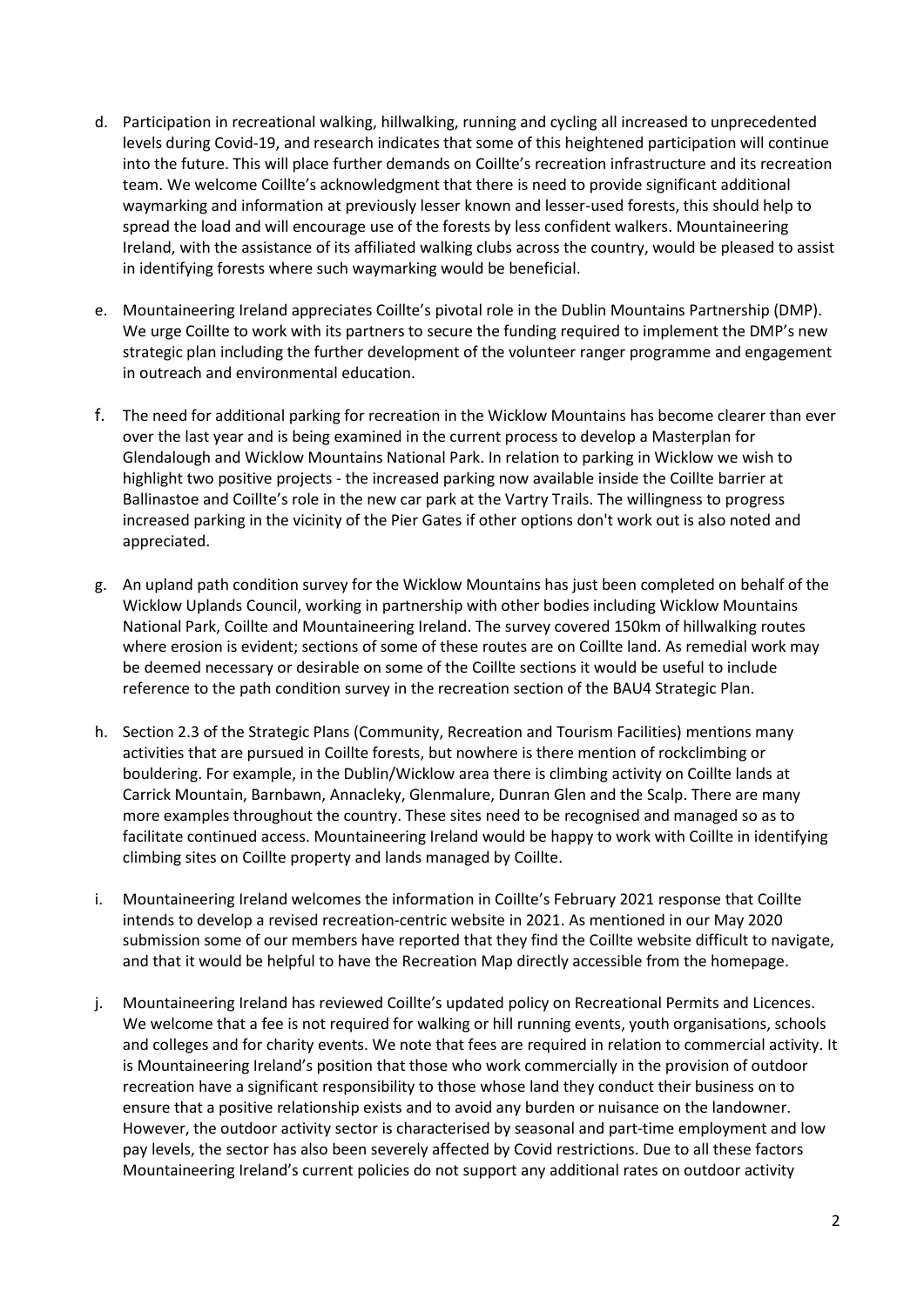d. Participation in recreational walking, hillwalking, running and cycling all increased to unprecedented levels during Covid-19, and research indicates that some of this heightened participation will continue into the future. This will place further demands on Coillte's recreation infrastructure and its recreation team. We welcome Coillte's acknowledgment that there is need to provide significant additional waymarking and information at previously lesser known and lesser-used forests, this should help to spread the load and will encourage use of the forests by less confident walkers. Mountaineering Ireland, with the assistance of its affiliated walking clubs across the country, would be pleased to assist in identifying forests where such waymarking would be beneficial.

e. Mountaineering Ireland appreciates Coillte's pivotal role in the Dublin Mountains Partnership (DMP). We urge Coillte to work with its partners to secure the funding required to implement the DMP's new strategic plan including the further development of the volunteer ranger programme and engagement in outreach and environmental education.

f. The need for additional parking for recreation in the Wicklow Mountains has become clearer than ever over the last year and is being examined in the current process to develop a Masterplan for Glendalough and Wicklow Mountains National Park. In relation to parking in Wicklow we wish to highlight two positive projects - the increased parking now available inside the Coillte barrier at Ballinastoe and Coillte's role in the new car park at the Vartry Trails. The willingness to progress increased parking in the vicinity of the Pier Gates if other options don't work out is also noted and appreciated.

g. An upland path condition survey for the Wicklow Mountains has just been completed on behalf of the Wicklow Uplands Council, working in partnership with other bodies including Wicklow Mountains National Park, Coillte and Mountaineering Ireland. The survey covered 150km of hillwalking routes where erosion is evident; sections of some of these routes are on Coillte land. As remedial work may be deemed necessary or desirable on some of the Coillte sections it would be useful to include reference to the path condition survey in the recreation section of the BAU4 Strategic Plan.

h. Section 2.3 of the Strategic Plans (Community, Recreation and Tourism Facilities) mentions many activities that are pursued in Coillte forests, but nowhere is there mention of rockclimbing or bouldering. For example, in the Dublin/Wicklow area there is climbing activity on Coillte lands at Carrick Mountain, Barnbawn, Annacleky, Glenmalure, Dunran Glen and the Scalp. There are many more examples throughout the country. These sites need to be recognised and managed so as to facilitate continued access. Mountaineering Ireland would be happy to work with Coillte in identifying climbing sites on Coillte property and lands managed by Coillte.

i. Mountaineering Ireland welcomes the information in Coillte's February 2021 response that Coillte intends to develop a revised recreation-centric website in 2021. As mentioned in our May 2020 submission some of our members have reported that they find the Coillte website difficult to navigate, and that it would be helpful to have the Recreation Map directly accessible from the homepage.

j. Mountaineering Ireland has reviewed Coillte's updated policy on Recreational Permits and Licences. We welcome that a fee is not required for walking or hill running events, youth organisations, schools and colleges and for charity events. We note that fees are required in relation to commercial activity. It is Mountaineering Ireland's position that those who work commercially in the provision of outdoor recreation have a significant responsibility to those whose land they conduct their business on to ensure that a positive relationship exists and to avoid any burden or nuisance on the landowner. However, the outdoor activity sector is characterised by seasonal and part-time employment and low pay levels, the sector has also been severely affected by Covid restrictions. Due to all these factors Mountaineering Ireland's current policies do not support any additional rates on outdoor activity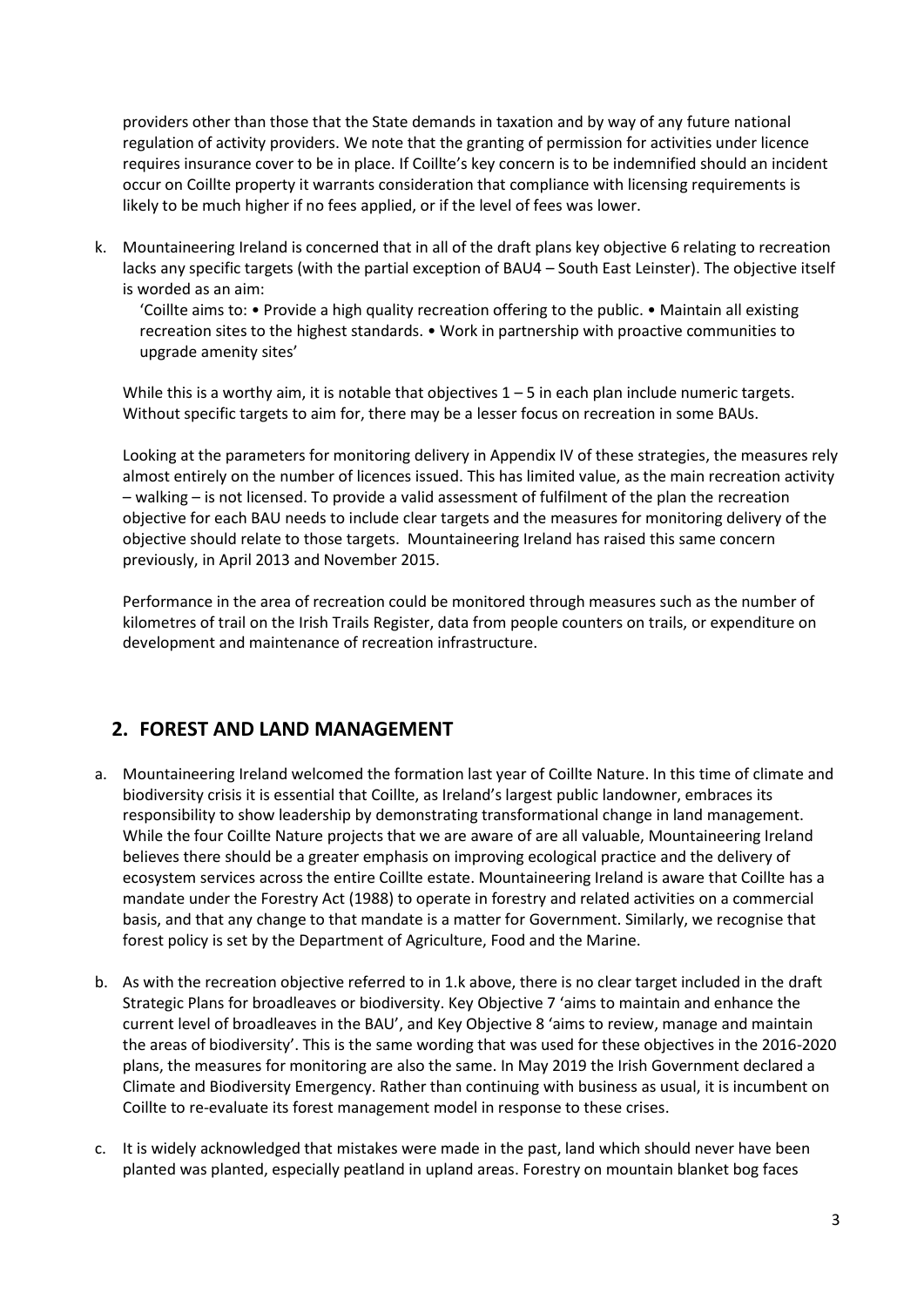providers other than those that the State demands in taxation and by way of any future national regulation of activity providers. We note that the granting of permission for activities under licence requires insurance cover to be in place. If Coillte's key concern is to be indemnified should an incident occur on Coillte property it warrants consideration that compliance with licensing requirements is likely to be much higher if no fees applied, or if the level of fees was lower.

k. Mountaineering Ireland is concerned that in all of the draft plans key objective 6 relating to recreation lacks any specific targets (with the partial exception of BAU4 – South East Leinster). The objective itself is worded as an aim:

   'Coillte aims to: • Provide a high quality recreation offering to the public. • Maintain all existing recreation sites to the highest standards. • Work in partnership with proactive communities to upgrade amenity sites'

   While this is a worthy aim, it is notable that objectives 1 – 5 in each plan include numeric targets. Without specific targets to aim for, there may be a lesser focus on recreation in some BAUs.

   Looking at the parameters for monitoring delivery in Appendix IV of these strategies, the measures rely almost entirely on the number of licences issued. This has limited value, as the main recreation activity – walking – is not licensed. To provide a valid assessment of fulfilment of the plan the recreation objective for each BAU needs to include clear targets and the measures for monitoring delivery of the objective should relate to those targets. Mountaineering Ireland has raised this same concern previously, in April 2013 and November 2015.

   Performance in the area of recreation could be monitored through measures such as the number of kilometres of trail on the Irish Trails Register, data from people counters on trails, or expenditure on development and maintenance of recreation infrastructure.

## 2. FOREST AND LAND MANAGEMENT

a. Mountaineering Ireland welcomed the formation last year of Coillte Nature. In this time of climate and biodiversity crisis it is essential that Coillte, as Ireland's largest public landowner, embraces its responsibility to show leadership by demonstrating transformational change in land management. While the four Coillte Nature projects that we are aware of are all valuable, Mountaineering Ireland believes there should be a greater emphasis on improving ecological practice and the delivery of ecosystem services across the entire Coillte estate. Mountaineering Ireland is aware that Coillte has a mandate under the Forestry Act (1988) to operate in forestry and related activities on a commercial basis, and that any change to that mandate is a matter for Government. Similarly, we recognise that forest policy is set by the Department of Agriculture, Food and the Marine.

b. As with the recreation objective referred to in 1.k above, there is no clear target included in the draft Strategic Plans for broadleaves or biodiversity. Key Objective 7 'aims to maintain and enhance the current level of broadleaves in the BAU', and Key Objective 8 'aims to review, manage and maintain the areas of biodiversity'. This is the same wording that was used for these objectives in the 2016-2020 plans, the measures for monitoring are also the same. In May 2019 the Irish Government declared a Climate and Biodiversity Emergency. Rather than continuing with business as usual, it is incumbent on Coillte to re-evaluate its forest management model in response to these crises.

c. It is widely acknowledged that mistakes were made in the past, land which should never have been planted was planted, especially peatland in upland areas. Forestry on mountain blanket bog faces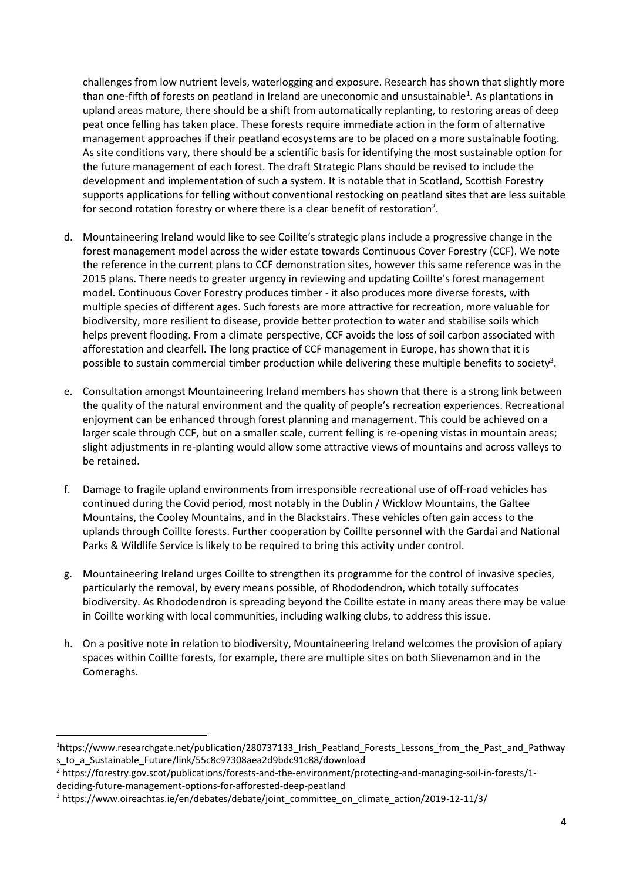challenges from low nutrient levels, waterlogging and exposure. Research has shown that slightly more than one-fifth of forests on peatland in Ireland are uneconomic and unsustainable[1]. As plantations in upland areas mature, there should be a shift from automatically replanting, to restoring areas of deep peat once felling has taken place. These forests require immediate action in the form of alternative management approaches if their peatland ecosystems are to be placed on a more sustainable footing. As site conditions vary, there should be a scientific basis for identifying the most sustainable option for the future management of each forest. The draft Strategic Plans should be revised to include the development and implementation of such a system. It is notable that in Scotland, Scottish Forestry supports applications for felling without conventional restocking on peatland sites that are less suitable for second rotation forestry or where there is a clear benefit of restoration[2].

d. Mountaineering Ireland would like to see Coillte's strategic plans include a progressive change in the forest management model across the wider estate towards Continuous Cover Forestry (CCF). We note the reference in the current plans to CCF demonstration sites, however this same reference was in the 2015 plans. There needs to greater urgency in reviewing and updating Coillte's forest management model. Continuous Cover Forestry produces timber - it also produces more diverse forests, with multiple species of different ages. Such forests are more attractive for recreation, more valuable for biodiversity, more resilient to disease, provide better protection to water and stabilise soils which helps prevent flooding. From a climate perspective, CCF avoids the loss of soil carbon associated with afforestation and clearfell. The long practice of CCF management in Europe, has shown that it is possible to sustain commercial timber production while delivering these multiple benefits to society[3].

e. Consultation amongst Mountaineering Ireland members has shown that there is a strong link between the quality of the natural environment and the quality of people's recreation experiences. Recreational enjoyment can be enhanced through forest planning and management. This could be achieved on a larger scale through CCF, but on a smaller scale, current felling is re-opening vistas in mountain areas; slight adjustments in re-planting would allow some attractive views of mountains and across valleys to be retained.

f. Damage to fragile upland environments from irresponsible recreational use of off-road vehicles has continued during the Covid period, most notably in the Dublin / Wicklow Mountains, the Galtee Mountains, the Cooley Mountains, and in the Blackstairs. These vehicles often gain access to the uplands through Coillte forests. Further cooperation by Coillte personnel with the Gardaí and National Parks & Wildlife Service is likely to be required to bring this activity under control.

g. Mountaineering Ireland urges Coillte to strengthen its programme for the control of invasive species, particularly the removal, by every means possible, of Rhododendron, which totally suffocates biodiversity. As Rhododendron is spreading beyond the Coillte estate in many areas there may be value in Coillte working with local communities, including walking clubs, to address this issue.

h. On a positive note in relation to biodiversity, Mountaineering Ireland welcomes the provision of apiary spaces within Coillte forests, for example, there are multiple sites on both Slievenamon and in the Comeraghs.

---

[1] https://www.researchgate.net/publication/280737133_Irish_Peatland_Forests_Lessons_from_the_Past_and_Pathways_to_a_Sustainable_Future/link/55c8c97308aea2d9bdc91c88/download

[2] https://forestry.gov.scot/publications/forests-and-the-environment/protecting-and-managing-soil-in-forests/1-deciding-future-management-options-for-afforested-deep-peatland

[3] https://www.oireachtas.ie/en/debates/debate/joint_committee_on_climate_action/2019-12-11/3/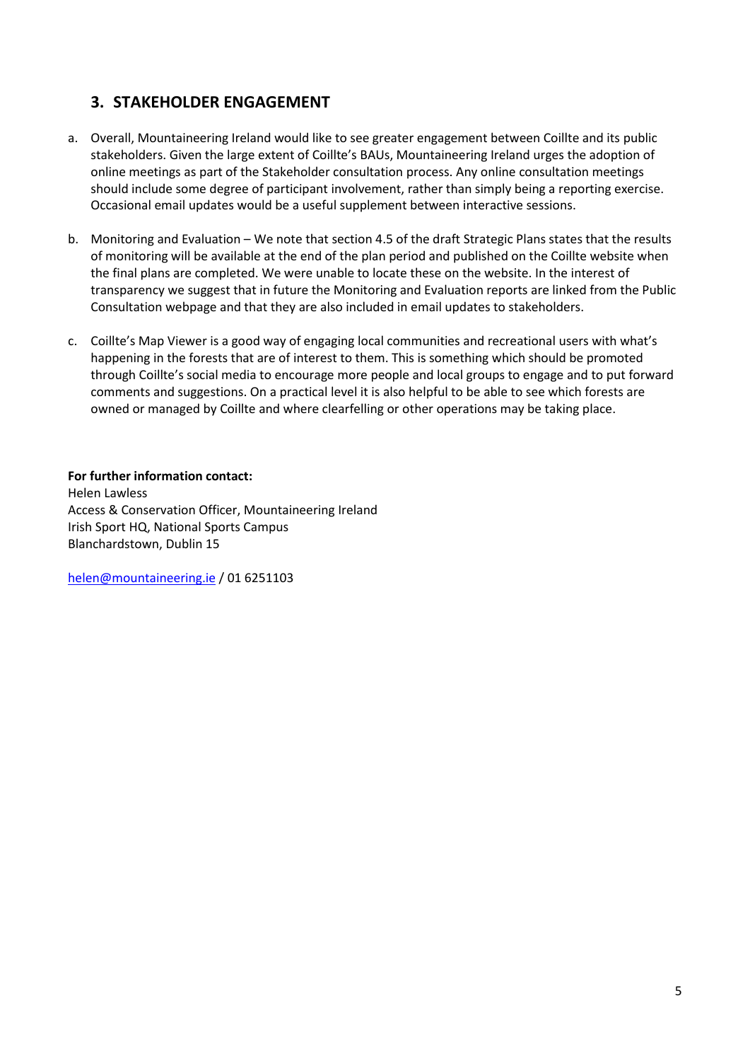## 3. STAKEHOLDER ENGAGEMENT

a. Overall, Mountaineering Ireland would like to see greater engagement between Coillte and its public stakeholders. Given the large extent of Coillte's BAUs, Mountaineering Ireland urges the adoption of online meetings as part of the Stakeholder consultation process. Any online consultation meetings should include some degree of participant involvement, rather than simply being a reporting exercise. Occasional email updates would be a useful supplement between interactive sessions.

b. Monitoring and Evaluation – We note that section 4.5 of the draft Strategic Plans states that the results of monitoring will be available at the end of the plan period and published on the Coillte website when the final plans are completed. We were unable to locate these on the website. In the interest of transparency we suggest that in future the Monitoring and Evaluation reports are linked from the Public Consultation webpage and that they are also included in email updates to stakeholders.

c. Coillte's Map Viewer is a good way of engaging local communities and recreational users with what's happening in the forests that are of interest to them. This is something which should be promoted through Coillte's social media to encourage more people and local groups to engage and to put forward comments and suggestions. On a practical level it is also helpful to be able to see which forests are owned or managed by Coillte and where clearfelling or other operations may be taking place.

**For further information contact:**
Helen Lawless
Access & Conservation Officer, Mountaineering Ireland
Irish Sport HQ, National Sports Campus
Blanchardstown, Dublin 15

helen@mountaineering.ie / 01 6251103